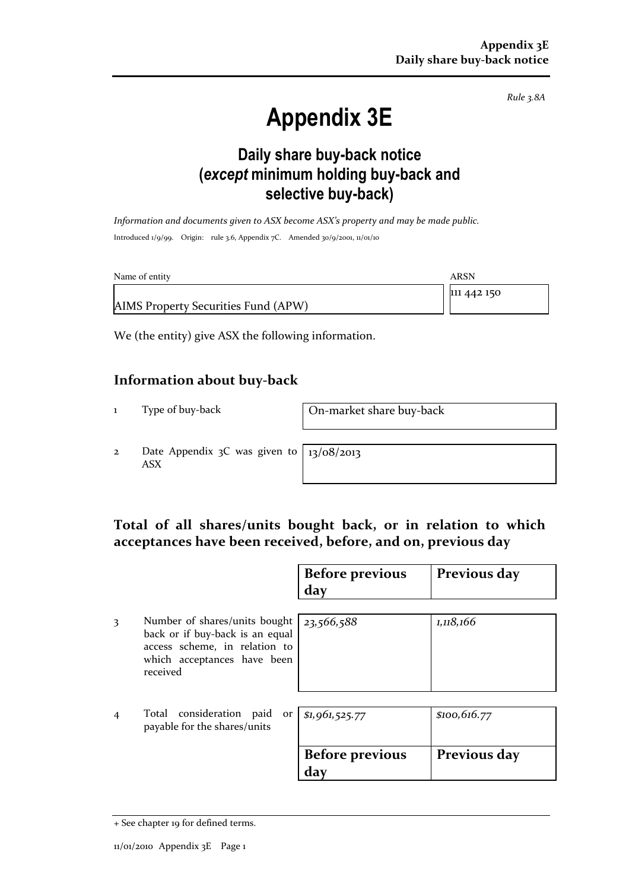*Rule 3.8A*

# Appendix 3E

## Daily share buy-back notice (*except* minimum holding buy-back and selective buy-back)

*Information and documents given to ASX become ASX's property and may be made public.*

Introduced 1/9/99. Origin: rule 3.6, Appendix 7C. Amended 30/9/2001, 11/01/10

| Name of entity | ARSN |
|---|---|
| AIMS Property Securities Fund (APW) | 111 442 150 |

We (the entity) give ASX the following information.

## Information about buy-back

| | | |
|---|---|---|
| 1 | Type of buy-back | On-market share buy-back |
| 2 | Date Appendix 3C was given to ASX | 13/08/2013 |

## Total of all shares/units bought back, or in relation to which acceptances have been received, before, and on, previous day

| | | Before previous day | Previous day |
|---|---|---|---|
| 3 | Number of shares/units bought back or if buy-back is an equal access scheme, in relation to which acceptances have been received | *23,566,588* | *1,118,166* |
| 4 | Total consideration paid or payable for the shares/units | *$1,961,525.77* | *$100,616.77* |
| | | **Before previous day** | **Previous day** |

+ See chapter 19 for defined terms.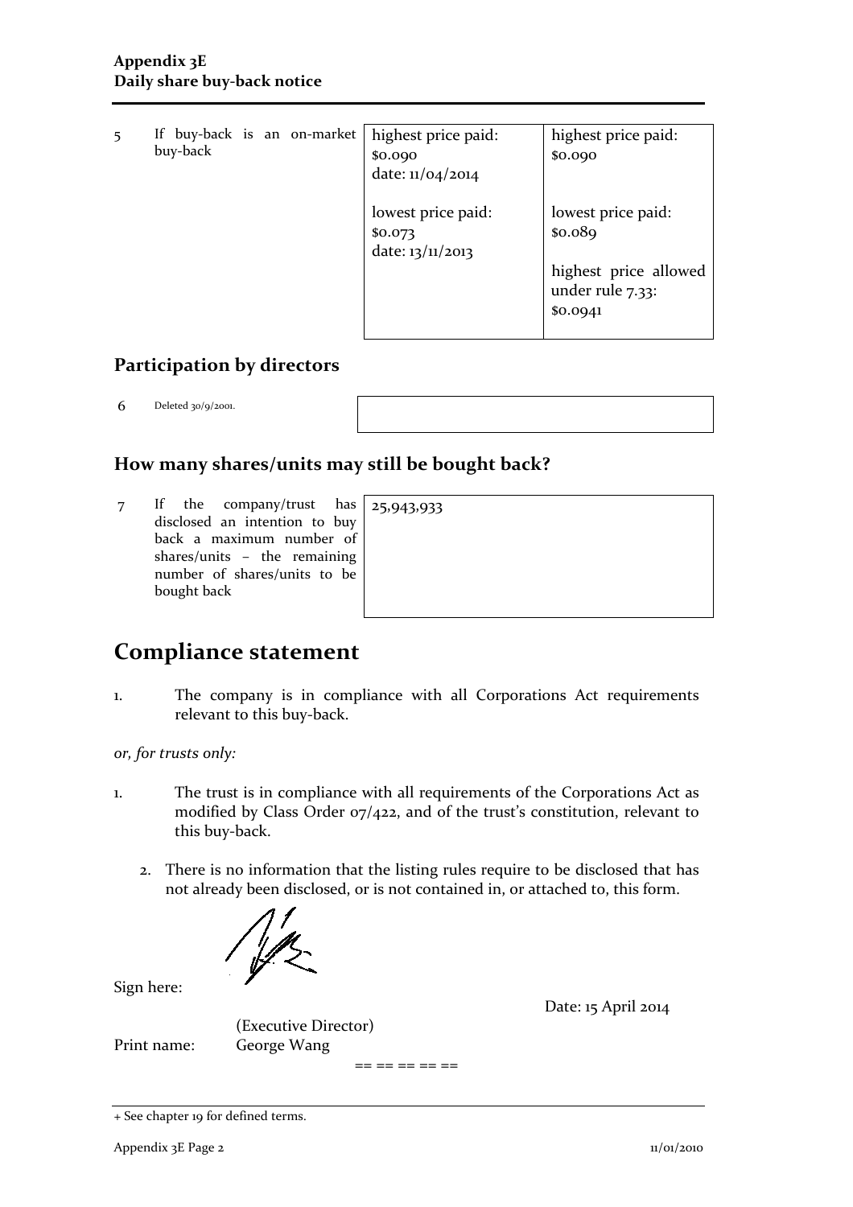**Appendix 3E**
**Daily share buy-back notice**

| | | | |
|---|---|---|---|
| 5 | If buy-back is an on-market buy-back | highest price paid: \$0.090 date: 11/04/2014<br><br>lowest price paid: \$0.073 date: 13/11/2013 | highest price paid: \$0.090<br><br>lowest price paid: \$0.089<br><br>highest price allowed under rule 7.33: \$0.0941 |

## Participation by directors

| | | |
|---|---|---|
| 6 | Deleted 30/9/2001. | |

## How many shares/units may still be bought back?

| | | |
|---|---|---|
| 7 | If the company/trust has disclosed an intention to buy back a maximum number of shares/units – the remaining number of shares/units to be bought back | 25,943,933 |

# Compliance statement

1. The company is in compliance with all Corporations Act requirements relevant to this buy-back.

*or, for trusts only:*

1. The trust is in compliance with all requirements of the Corporations Act as modified by Class Order 07/422, and of the trust's constitution, relevant to this buy-back.

2. There is no information that the listing rules require to be disclosed that has not already been disclosed, or is not contained in, or attached to, this form.

Sign here:

Date: 15 April 2014

(Executive Director)

Print name: George Wang

== == == == ==

+ See chapter 19 for defined terms.